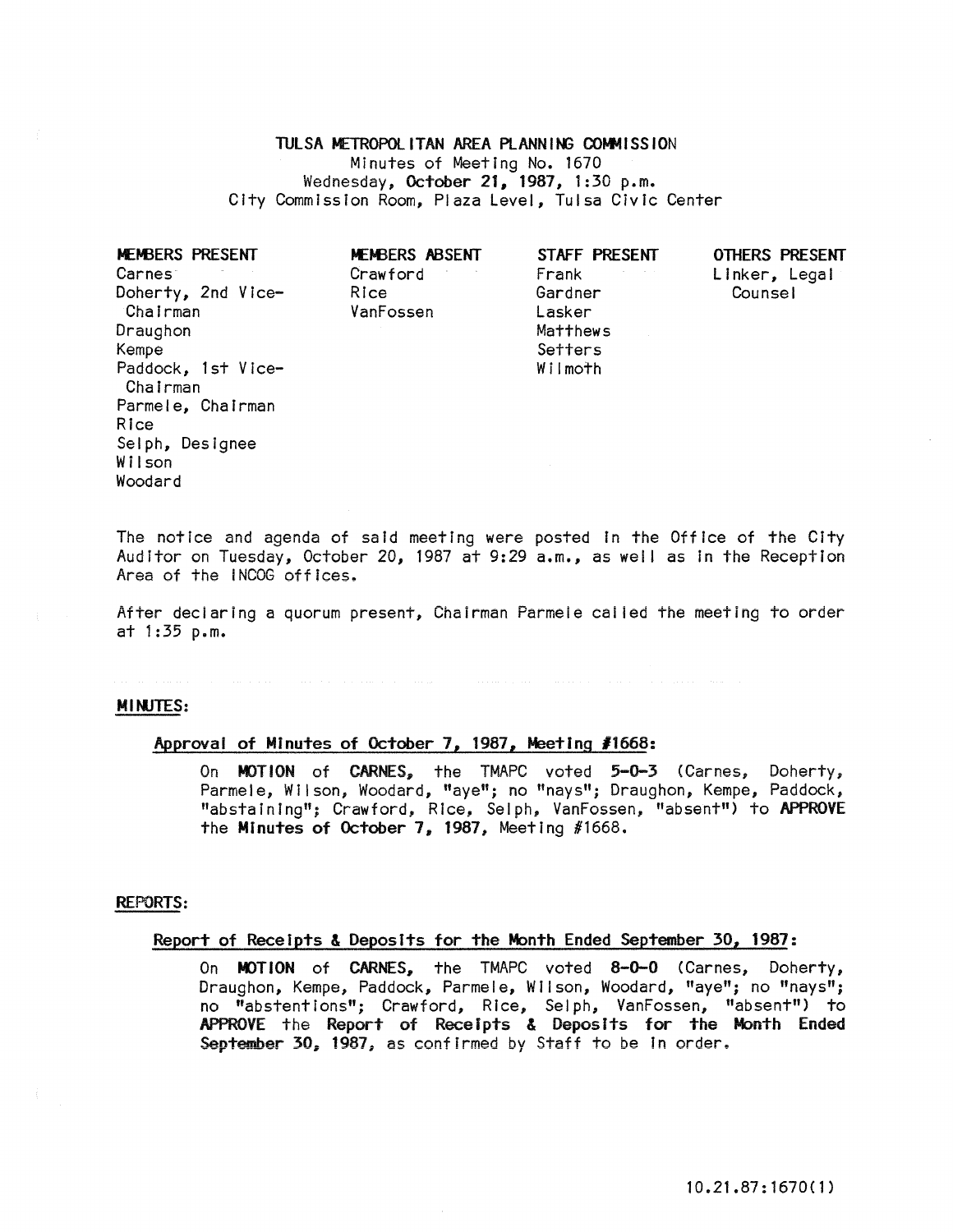# TULSA METROPOLITAN AREA PLANNING COMMISSION

Minutes of Meeting No. 1670
Wednesday, **October 21, 1987**, 1:30 p.m.
City Commission Room, Plaza Level, Tulsa Civic Center

| MEMBERS PRESENT | MEMBERS ABSENT | STAFF PRESENT | OTHERS PRESENT |
|---|---|---|---|
| Carnes | Crawford | Frank | Linker, Legal Counsel |
| Doherty, 2nd Vice-Chairman | Rice | Gardner | |
| Draughon | VanFossen | Lasker | |
| Kempe | | Matthews | |
| Paddock, 1st Vice-Chairman | | Setters | |
| Parmele, Chairman | | Wilmoth | |
| Rice | | | |
| Selph, Designee | | | |
| Wilson | | | |
| Woodard | | | |

The notice and agenda of said meeting were posted in the Office of the City Auditor on Tuesday, October 20, 1987 at 9:29 a.m., as well as in the Reception Area of the INCOG offices.

After declaring a quorum present, Chairman Parmele called the meeting to order at 1:35 p.m.

## MINUTES:

### Approval of Minutes of October 7, 1987, Meeting #1668:

On **MOTION** of **CARNES**, the TMAPC voted **5-0-3** (Carnes, Doherty, Parmele, Wilson, Woodard, "aye"; no "nays"; Draughon, Kempe, Paddock, "abstaining"; Crawford, Rice, Selph, VanFossen, "absent") to **APPROVE** the **Minutes of October 7, 1987**, Meeting #1668.

## REPORTS:

### Report of Receipts & Deposits for the Month Ended September 30, 1987:

On **MOTION** of **CARNES**, the TMAPC voted **8-0-0** (Carnes, Doherty, Draughon, Kempe, Paddock, Parmele, Wilson, Woodard, "aye"; no "nays"; no "abstentions"; Crawford, Rice, Selph, VanFossen, "absent") to **APPROVE** the **Report of Receipts & Deposits for the Month Ended September 30, 1987**, as confirmed by Staff to be in order.

10.21.87:1670(1)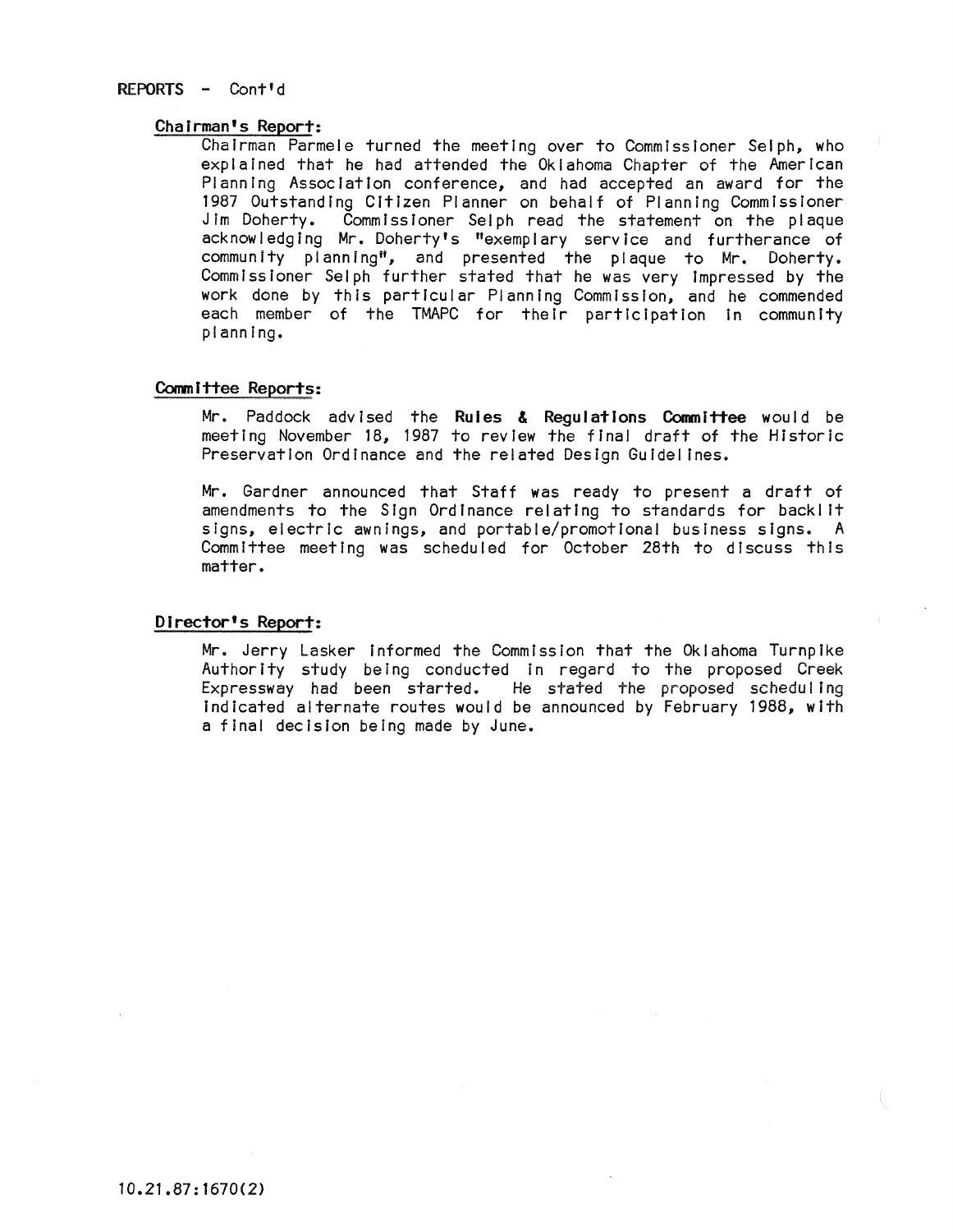REPORTS - Cont'd

**Chairman's Report:**

Chairman Parmele turned the meeting over to Commissioner Selph, who explained that he had attended the Oklahoma Chapter of the American Planning Association conference, and had accepted an award for the 1987 Outstanding Citizen Planner on behalf of Planning Commissioner Jim Doherty. Commissioner Selph read the statement on the plaque acknowledging Mr. Doherty's "exemplary service and furtherance of community planning", and presented the plaque to Mr. Doherty. Commissioner Selph further stated that he was very impressed by the work done by this particular Planning Commission, and he commended each member of the TMAPC for their participation in community planning.

**Committee Reports:**

Mr. Paddock advised the **Rules & Regulations Committee** would be meeting November 18, 1987 to review the final draft of the Historic Preservation Ordinance and the related Design Guidelines.

Mr. Gardner announced that Staff was ready to present a draft of amendments to the Sign Ordinance relating to standards for backlit signs, electric awnings, and portable/promotional business signs. A Committee meeting was scheduled for October 28th to discuss this matter.

**Director's Report:**

Mr. Jerry Lasker informed the Commission that the Oklahoma Turnpike Authority study being conducted in regard to the proposed Creek Expressway had been started. He stated the proposed scheduling indicated alternate routes would be announced by February 1988, with a final decision being made by June.

10.21.87:1670(2)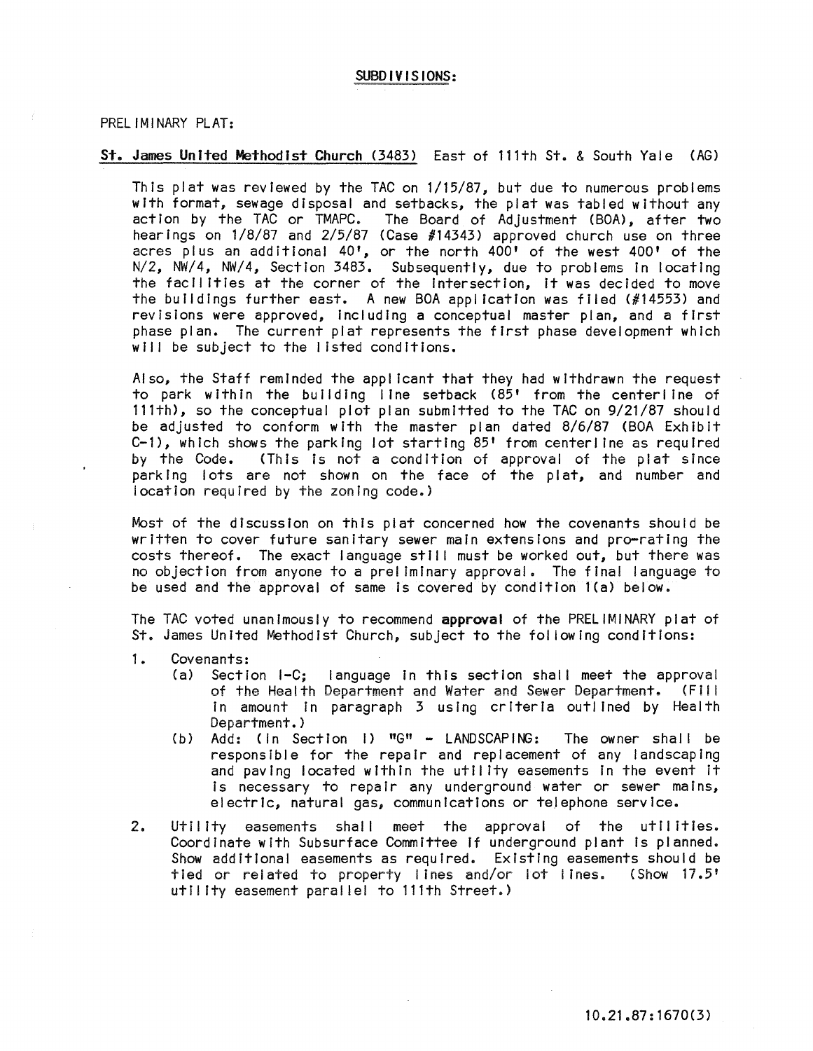## SUBDIVISIONS:

PRELIMINARY PLAT:

**St. James United Methodist Church (3483)** East of 111th St. & South Yale (AG)

This plat was reviewed by the TAC on 1/15/87, but due to numerous problems with format, sewage disposal and setbacks, the plat was tabled without any action by the TAC or TMAPC. The Board of Adjustment (BOA), after two hearings on 1/8/87 and 2/5/87 (Case #14343) approved church use on three acres plus an additional 40', or the north 400' of the west 400' of the N/2, NW/4, NW/4, Section 3483. Subsequently, due to problems in locating the facilities at the corner of the intersection, it was decided to move the buildings further east. A new BOA application was filed (#14553) and revisions were approved, including a conceptual master plan, and a first phase plan. The current plat represents the first phase development which will be subject to the listed conditions.

Also, the Staff reminded the applicant that they had withdrawn the request to park within the building line setback (85' from the centerline of 111th), so the conceptual plot plan submitted to the TAC on 9/21/87 should be adjusted to conform with the master plan dated 8/6/87 (BOA Exhibit C-1), which shows the parking lot starting 85' from centerline as required by the Code. (This is not a condition of approval of the plat since parking lots are not shown on the face of the plat, and number and location required by the zoning code.)

Most of the discussion on this plat concerned how the covenants should be written to cover future sanitary sewer main extensions and pro-rating the costs thereof. The exact language still must be worked out, but there was no objection from anyone to a preliminary approval. The final language to be used and the approval of same is covered by condition 1(a) below.

The TAC voted unanimously to recommend **approval** of the PRELIMINARY plat of St. James United Methodist Church, subject to the following conditions:

1. Covenants:
   (a) Section I-C; language in this section shall meet the approval of the Health Department and Water and Sewer Department. (Fill in amount in paragraph 3 using criteria outlined by Health Department.)
   (b) Add: (In Section I) "G" - LANDSCAPING: The owner shall be responsible for the repair and replacement of any landscaping and paving located within the utility easements in the event it is necessary to repair any underground water or sewer mains, electric, natural gas, communications or telephone service.

2. Utility easements shall meet the approval of the utilities. Coordinate with Subsurface Committee if underground plant is planned. Show additional easements as required. Existing easements should be tied or related to property lines and/or lot lines. (Show 17.5' utility easement parallel to 111th Street.)

10.21.87:1670(3)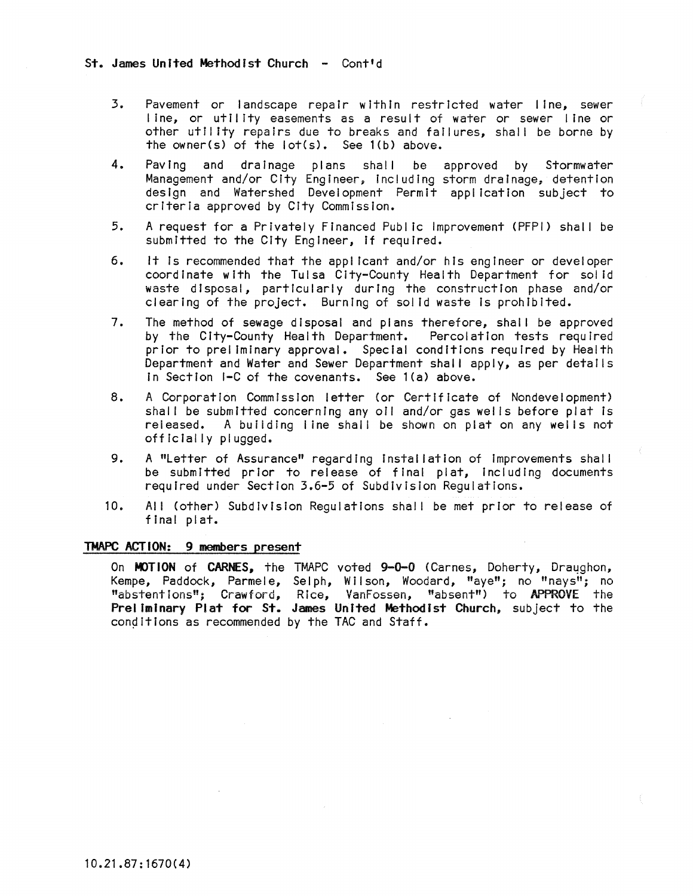St. James United Methodist Church - Cont'd

3. Pavement or landscape repair within restricted water line, sewer line, or utility easements as a result of water or sewer line or other utility repairs due to breaks and failures, shall be borne by the owner(s) of the lot(s). See 1(b) above.

4. Paving and drainage plans shall be approved by Stormwater Management and/or City Engineer, including storm drainage, detention design and Watershed Development Permit application subject to criteria approved by City Commission.

5. A request for a Privately Financed Public Improvement (PFPI) shall be submitted to the City Engineer, if required.

6. It is recommended that the applicant and/or his engineer or developer coordinate with the Tulsa City-County Health Department for solid waste disposal, particularly during the construction phase and/or clearing of the project. Burning of solid waste is prohibited.

7. The method of sewage disposal and plans therefore, shall be approved by the City-County Health Department. Percolation tests required prior to preliminary approval. Special conditions required by Health Department and Water and Sewer Department shall apply, as per details in Section I-C of the covenants. See 1(a) above.

8. A Corporation Commission letter (or Certificate of Nondevelopment) shall be submitted concerning any oil and/or gas wells before plat is released. A building line shall be shown on plat on any wells not officially plugged.

9. A "Letter of Assurance" regarding installation of improvements shall be submitted prior to release of final plat, including documents required under Section 3.6-5 of Subdivision Regulations.

10. All (other) Subdivision Regulations shall be met prior to release of final plat.

**TMAPC ACTION: 9 members present**

On **MOTION** of **CARNES,** the TMAPC voted **9-0-0** (Carnes, Doherty, Draughon, Kempe, Paddock, Parmele, Selph, Wilson, Woodard, "aye"; no "nays"; no "abstentions"; Crawford, Rice, VanFossen, "absent") to **APPROVE** the **Preliminary Plat for St. James United Methodist Church,** subject to the conditions as recommended by the TAC and Staff.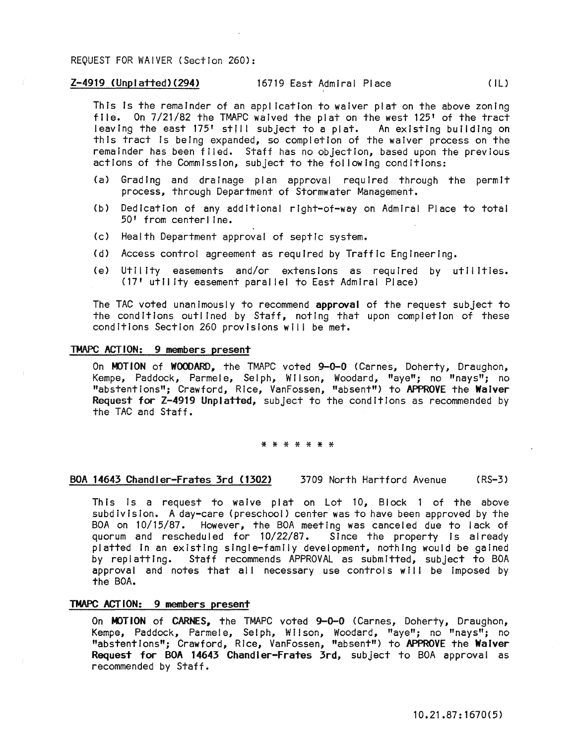REQUEST FOR WAIVER (Section 260):

Z-4919 (Unplatted)(294) 16719 East Admiral Place (IL)

This is the remainder of an application to waiver plat on the above zoning file. On 7/21/82 the TMAPC waived the plat on the west 125' of the tract leaving the east 175' still subject to a plat. An existing building on this tract is being expanded, so completion of the waiver process on the remainder has been filed. Staff has no objection, based upon the previous actions of the Commission, subject to the following conditions:

(a) Grading and drainage plan approval required through the permit process, through Department of Stormwater Management.

(b) Dedication of any additional right-of-way on Admiral Place to total 50' from centerline.

(c) Health Department approval of septic system.

(d) Access control agreement as required by Traffic Engineering.

(e) Utility easements and/or extensions as required by utilities. (17' utility easement parallel to East Admiral Place)

The TAC voted unanimously to recommend **approval** of the request subject to the conditions outlined by Staff, noting that upon completion of these conditions Section 260 provisions will be met.

TMAPC ACTION: 9 members present

On **MOTION** of **WOODARD**, the TMAPC voted **9-0-0** (Carnes, Doherty, Draughon, Kempe, Paddock, Parmele, Selph, Wilson, Woodard, "aye"; no "nays"; no "abstentions"; Crawford, Rice, VanFossen, "absent") to **APPROVE** the **Waiver Request for Z-4919 Unplatted**, subject to the conditions as recommended by the TAC and Staff.

* * * * * * *

BOA 14643 Chandler-Frates 3rd (1302) 3709 North Hartford Avenue (RS-3)

This is a request to waive plat on Lot 10, Block 1 of the above subdivision. A day-care (preschool) center was to have been approved by the BOA on 10/15/87. However, the BOA meeting was canceled due to lack of quorum and rescheduled for 10/22/87. Since the property is already platted in an existing single-family development, nothing would be gained by replatting. Staff recommends APPROVAL as submitted, subject to BOA approval and notes that all necessary use controls will be imposed by the BOA.

TMAPC ACTION: 9 members present

On **MOTION** of **CARNES**, the TMAPC voted **9-0-0** (Carnes, Doherty, Draughon, Kempe, Paddock, Parmele, Selph, Wilson, Woodard, "aye"; no "nays"; no "abstentions"; Crawford, Rice, VanFossen, "absent") to **APPROVE** the **Waiver Request for BOA 14643 Chandler-Frates 3rd**, subject to BOA approval as recommended by Staff.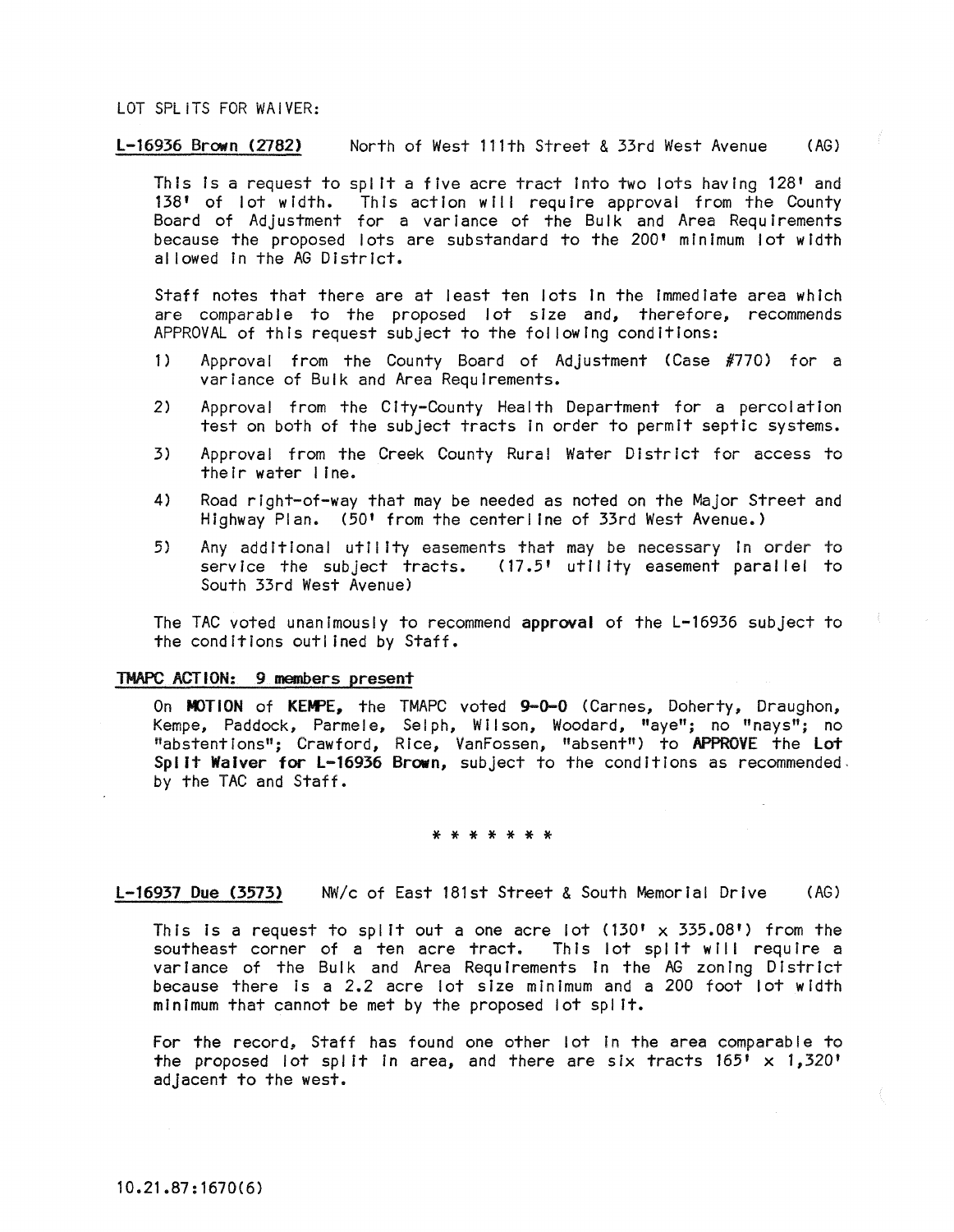LOT SPLITS FOR WAIVER:

**L-16936 Brown (2782)** North of West 111th Street & 33rd West Avenue (AG)

This is a request to split a five acre tract into two lots having 128' and 138' of lot width. This action will require approval from the County Board of Adjustment for a variance of the Bulk and Area Requirements because the proposed lots are substandard to the 200' minimum lot width allowed in the AG District.

Staff notes that there are at least ten lots in the immediate area which are comparable to the proposed lot size and, therefore, recommends APPROVAL of this request subject to the following conditions:

1) Approval from the County Board of Adjustment (Case #770) for a variance of Bulk and Area Requirements.
2) Approval from the City-County Health Department for a percolation test on both of the subject tracts in order to permit septic systems.
3) Approval from the Creek County Rural Water District for access to their water line.
4) Road right-of-way that may be needed as noted on the Major Street and Highway Plan. (50' from the centerline of 33rd West Avenue.)
5) Any additional utility easements that may be necessary in order to service the subject tracts. (17.5' utility easement parallel to South 33rd West Avenue)

The TAC voted unanimously to recommend **approval** of the L-16936 subject to the conditions outlined by Staff.

**TMAPC ACTION: 9 members present**

On **MOTION** of **KEMPE,** the TMAPC voted **9-0-0** (Carnes, Doherty, Draughon, Kempe, Paddock, Parmele, Selph, Wilson, Woodard, "aye"; no "nays"; no "abstentions"; Crawford, Rice, VanFossen, "absent") to **APPROVE** the **Lot Split Waiver for L-16936 Brown,** subject to the conditions as recommended by the TAC and Staff.

* * * * * * *

**L-16937 Due (3573)** NW/c of East 181st Street & South Memorial Drive (AG)

This is a request to split out a one acre lot (130' x 335.08') from the southeast corner of a ten acre tract. This lot split will require a variance of the Bulk and Area Requirements in the AG zoning District because there is a 2.2 acre lot size minimum and a 200 foot lot width minimum that cannot be met by the proposed lot split.

For the record, Staff has found one other lot in the area comparable to the proposed lot split in area, and there are six tracts 165' x 1,320' adjacent to the west.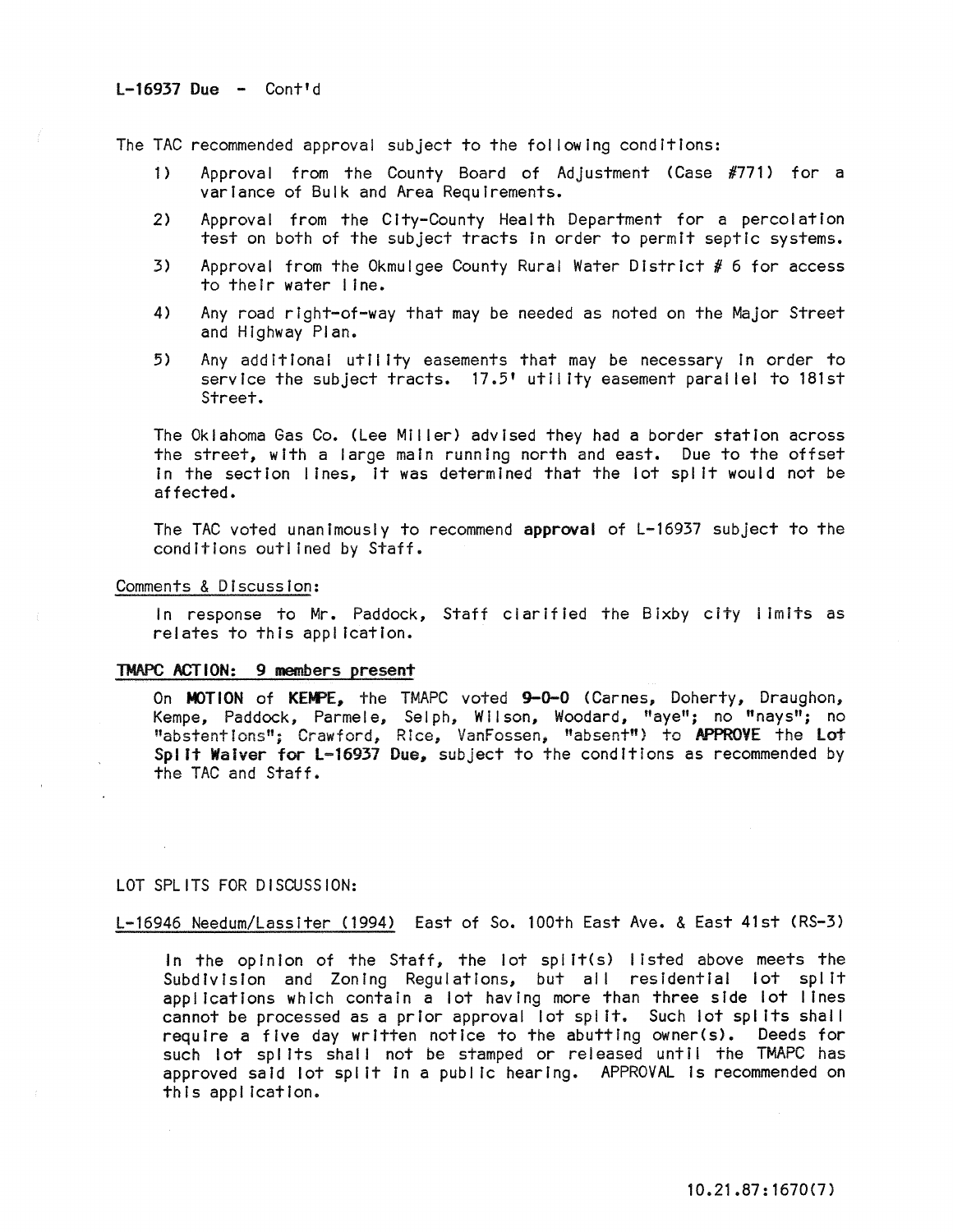**L-16937 Due** - Cont'd

The TAC recommended approval subject to the following conditions:

1) Approval from the County Board of Adjustment (Case #771) for a variance of Bulk and Area Requirements.
2) Approval from the City-County Health Department for a percolation test on both of the subject tracts in order to permit septic systems.
3) Approval from the Okmulgee County Rural Water District # 6 for access to their water line.
4) Any road right-of-way that may be needed as noted on the Major Street and Highway Plan.
5) Any additional utility easements that may be necessary in order to service the subject tracts. 17.5' utility easement parallel to 181st Street.

The Oklahoma Gas Co. (Lee Miller) advised they had a border station across the street, with a large main running north and east. Due to the offset in the section lines, it was determined that the lot split would not be affected.

The TAC voted unanimously to recommend **approval** of L-16937 subject to the conditions outlined by Staff.

Comments & Discussion:

In response to Mr. Paddock, Staff clarified the Bixby city limits as relates to this application.

**TMAPC ACTION: 9 members present**

On **MOTION** of **KEMPE**, the TMAPC voted **9-0-0** (Carnes, Doherty, Draughon, Kempe, Paddock, Parmele, Selph, Wilson, Woodard, "aye"; no "nays"; no "abstentions"; Crawford, Rice, VanFossen, "absent") to **APPROVE** the **Lot Split Waiver for L-16937 Due**, subject to the conditions as recommended by the TAC and Staff.

LOT SPLITS FOR DISCUSSION:

L-16946 Needum/Lassiter (1994) East of So. 100th East Ave. & East 41st (RS-3)

In the opinion of the Staff, the lot split(s) listed above meets the Subdivision and Zoning Regulations, but all residential lot split applications which contain a lot having more than three side lot lines cannot be processed as a prior approval lot split. Such lot splits shall require a five day written notice to the abutting owner(s). Deeds for such lot splits shall not be stamped or released until the TMAPC has approved said lot split in a public hearing. APPROVAL is recommended on this application.

10.21.87:1670(7)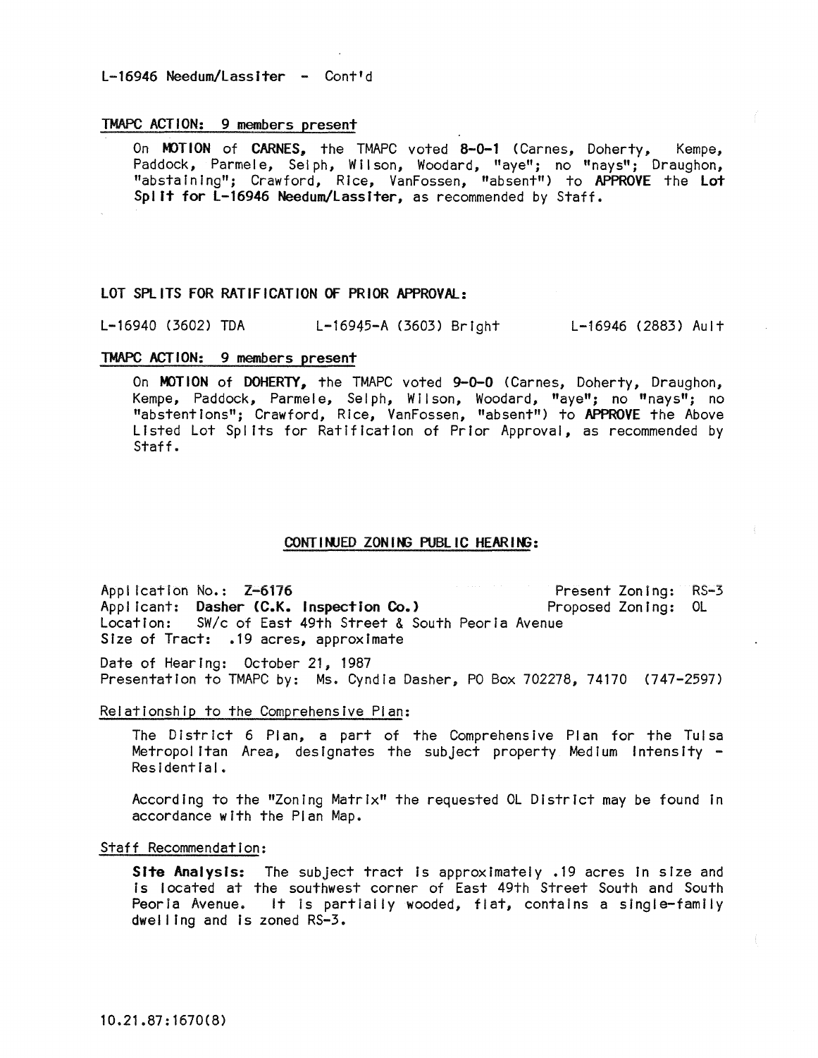L-16946 Needum/Lassiter - Cont'd

TMAPC ACTION: 9 members present

On **MOTION** of **CARNES,** the TMAPC voted **8-0-1** (Carnes, Doherty, Kempe, Paddock, Parmele, Selph, Wilson, Woodard, "aye"; no "nays"; Draughon, "abstaining"; Crawford, Rice, VanFossen, "absent") to **APPROVE** the **Lot Split for L-16946 Needum/Lassiter,** as recommended by Staff.

LOT SPLITS FOR RATIFICATION OF PRIOR APPROVAL:

L-16940 (3602) TDA          L-16945-A (3603) Bright          L-16946 (2883) Ault

TMAPC ACTION: 9 members present

On **MOTION** of **DOHERTY,** the TMAPC voted **9-0-0** (Carnes, Doherty, Draughon, Kempe, Paddock, Parmele, Selph, Wilson, Woodard, "aye"; no "nays"; no "abstentions"; Crawford, Rice, VanFossen, "absent") to **APPROVE** the Above Listed Lot Splits for Ratification of Prior Approval, as recommended by Staff.

## CONTINUED ZONING PUBLIC HEARING:

Application No.: **Z-6176**                    Present Zoning: RS-3
Applicant: **Dasher (C.K. Inspection Co.)**     Proposed Zoning: OL
Location: SW/c of East 49th Street & South Peoria Avenue
Size of Tract: .19 acres, approximate

Date of Hearing: October 21, 1987
Presentation to TMAPC by: Ms. Cyndia Dasher, PO Box 702278, 74170 (747-2597)

Relationship to the Comprehensive Plan:

The District 6 Plan, a part of the Comprehensive Plan for the Tulsa Metropolitan Area, designates the subject property Medium Intensity - Residential.

According to the "Zoning Matrix" the requested OL District may be found in accordance with the Plan Map.

Staff Recommendation:

**Site Analysis:** The subject tract is approximately .19 acres in size and is located at the southwest corner of East 49th Street South and South Peoria Avenue. It is partially wooded, flat, contains a single-family dwelling and is zoned RS-3.

10.21.87:1670(8)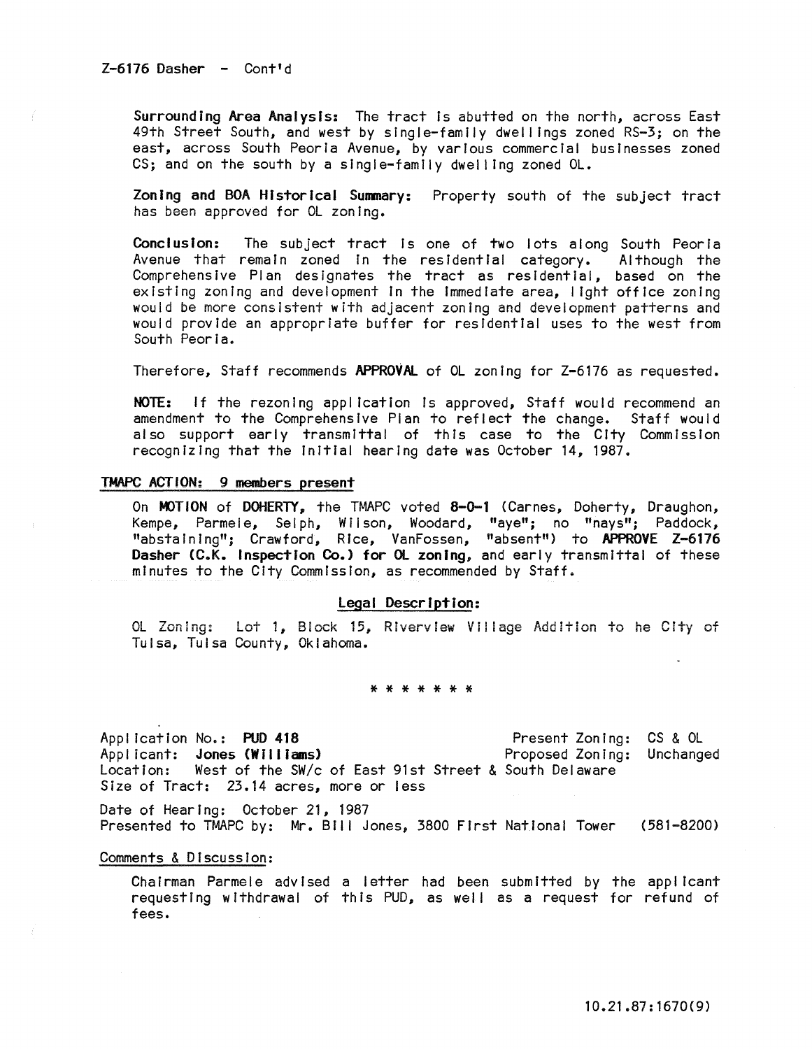Z-6176 Dasher - Cont'd

**Surrounding Area Analysis:** The tract is abutted on the north, across East 49th Street South, and west by single-family dwellings zoned RS-3; on the east, across South Peoria Avenue, by various commercial businesses zoned CS; and on the south by a single-family dwelling zoned OL.

**Zoning and BOA Historical Summary:** Property south of the subject tract has been approved for OL zoning.

**Conclusion:** The subject tract is one of two lots along South Peoria Avenue that remain zoned in the residential category. Although the Comprehensive Plan designates the tract as residential, based on the existing zoning and development in the immediate area, light office zoning would be more consistent with adjacent zoning and development patterns and would provide an appropriate buffer for residential uses to the west from South Peoria.

Therefore, Staff recommends **APPROVAL** of OL zoning for Z-6176 as requested.

**NOTE:** If the rezoning application is approved, Staff would recommend an amendment to the Comprehensive Plan to reflect the change. Staff would also support early transmittal of this case to the City Commission recognizing that the initial hearing date was October 14, 1987.

**TMAPC ACTION: 9 members present**

On **MOTION** of **DOHERTY,** the TMAPC voted **8-0-1** (Carnes, Doherty, Draughon, Kempe, Parmele, Selph, Wilson, Woodard, "aye"; no "nays"; Paddock, "abstaining"; Crawford, Rice, VanFossen, "absent") to **APPROVE Z-6176 Dasher (C.K. Inspection Co.) for OL zoning,** and early transmittal of these minutes to the City Commission, as recommended by Staff.

**Legal Description:**

OL Zoning: Lot 1, Block 15, Riverview Village Addition to he City of Tulsa, Tulsa County, Oklahoma.

\* \* \* \* \* \* \*

Application No.: **PUD 418** Present Zoning: CS & OL
Applicant: **Jones (Williams)** Proposed Zoning: Unchanged
Location: West of the SW/c of East 91st Street & South Delaware
Size of Tract: 23.14 acres, more or less

Date of Hearing: October 21, 1987
Presented to TMAPC by: Mr. Bill Jones, 3800 First National Tower (581-8200)

Comments & Discussion:

Chairman Parmele advised a letter had been submitted by the applicant requesting withdrawal of this PUD, as well as a request for refund of fees.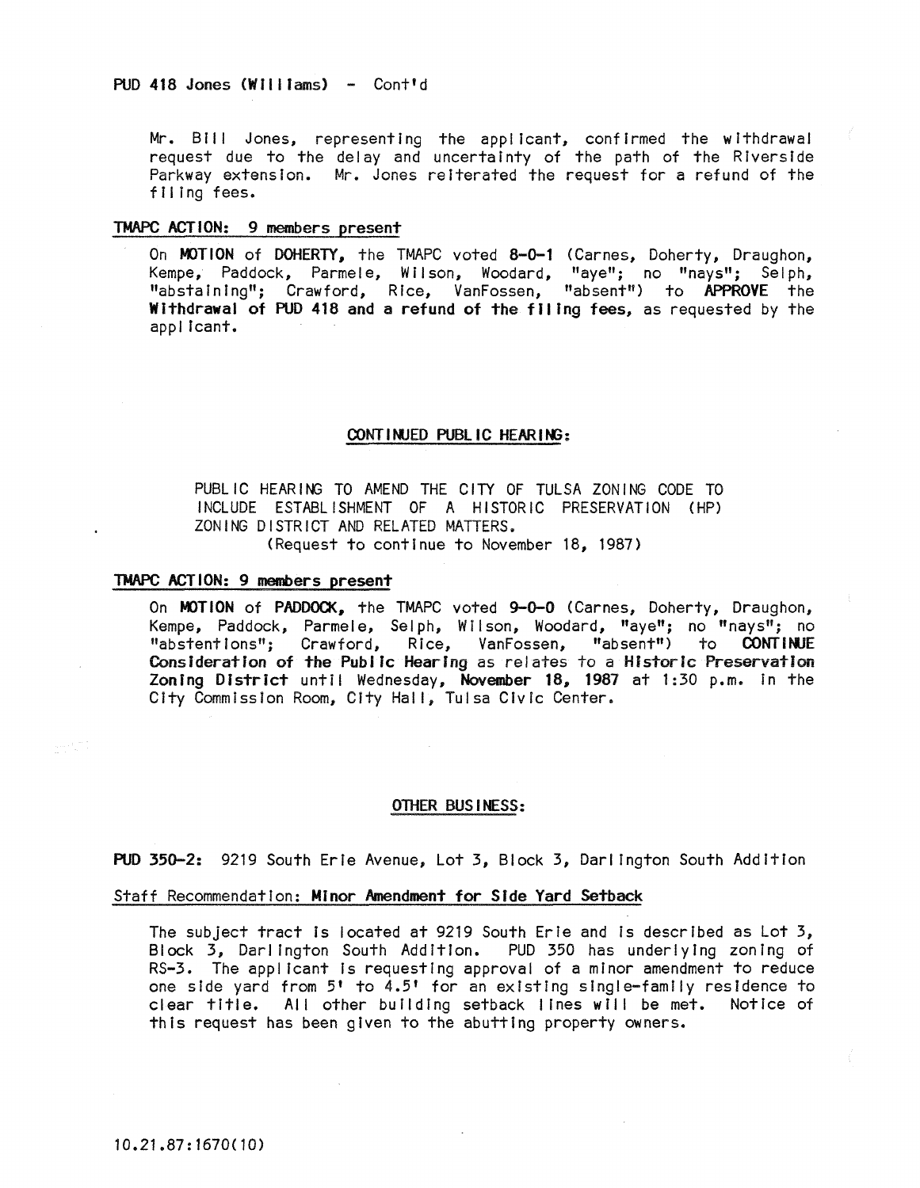PUD 418 Jones (Williams) - Cont'd

Mr. Bill Jones, representing the applicant, confirmed the withdrawal request due to the delay and uncertainty of the path of the Riverside Parkway extension. Mr. Jones reiterated the request for a refund of the filing fees.

TMAPC ACTION: 9 members present

On **MOTION** of **DOHERTY**, the TMAPC voted **8-0-1** (Carnes, Doherty, Draughon, Kempe, Paddock, Parmele, Wilson, Woodard, "aye"; no "nays"; Selph, "abstaining"; Crawford, Rice, VanFossen, "absent") to **APPROVE** the **Withdrawal of PUD 418 and a refund of the filing fees**, as requested by the applicant.

CONTINUED PUBLIC HEARING:

PUBLIC HEARING TO AMEND THE CITY OF TULSA ZONING CODE TO INCLUDE ESTABLISHMENT OF A HISTORIC PRESERVATION (HP) ZONING DISTRICT AND RELATED MATTERS.
(Request to continue to November 18, 1987)

TMAPC ACTION: 9 members present

On **MOTION** of **PADDOCK**, the TMAPC voted **9-0-0** (Carnes, Doherty, Draughon, Kempe, Paddock, Parmele, Selph, Wilson, Woodard, "aye"; no "nays"; no "abstentions"; Crawford, Rice, VanFossen, "absent") to **CONTINUE Consideration of the Public Hearing** as relates to a **Historic Preservation Zoning District** until Wednesday, **November 18, 1987** at 1:30 p.m. in the City Commission Room, City Hall, Tulsa Civic Center.

OTHER BUSINESS:

**PUD 350-2:** 9219 South Erie Avenue, Lot 3, Block 3, Darlington South Addition

Staff Recommendation: **Minor Amendment for Side Yard Setback**

The subject tract is located at 9219 South Erie and is described as Lot 3, Block 3, Darlington South Addition. PUD 350 has underlying zoning of RS-3. The applicant is requesting approval of a minor amendment to reduce one side yard from 5' to 4.5' for an existing single-family residence to clear title. All other building setback lines will be met. Notice of this request has been given to the abutting property owners.

10.21.87:1670(10)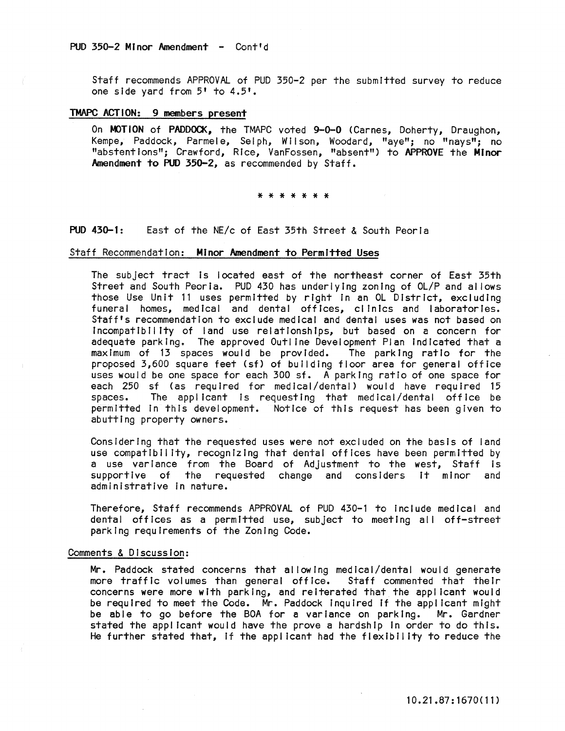PUD 350-2 Minor Amendment - Cont'd

Staff recommends APPROVAL of PUD 350-2 per the submitted survey to reduce one side yard from 5' to 4.5'.

TMAPC ACTION: 9 members present

On **MOTION** of **PADDOCK**, the TMAPC voted **9-0-0** (Carnes, Doherty, Draughon, Kempe, Paddock, Parmele, Selph, Wilson, Woodard, "aye"; no "nays"; no "abstentions"; Crawford, Rice, VanFossen, "absent") to **APPROVE** the **Minor Amendment to PUD 350-2,** as recommended by Staff.

\* \* \* \* \* \* \*

**PUD 430-1:** East of the NE/c of East 35th Street & South Peoria

Staff Recommendation: **Minor Amendment to Permitted Uses**

The subject tract is located east of the northeast corner of East 35th Street and South Peoria. PUD 430 has underlying zoning of OL/P and allows those Use Unit 11 uses permitted by right in an OL District, excluding funeral homes, medical and dental offices, clinics and laboratories. Staff's recommendation to exclude medical and dental uses was not based on incompatibility of land use relationships, but based on a concern for adequate parking. The approved Outline Development Plan indicated that a maximum of 13 spaces would be provided. The parking ratio for the proposed 3,600 square feet (sf) of building floor area for general office uses would be one space for each 300 sf. A parking ratio of one space for each 250 sf (as required for medical/dental) would have required 15 spaces. The applicant is requesting that medical/dental office be permitted in this development. Notice of this request has been given to abutting property owners.

Considering that the requested uses were not excluded on the basis of land use compatibility, recognizing that dental offices have been permitted by a use variance from the Board of Adjustment to the west, Staff is supportive of the requested change and considers it minor and administrative in nature.

Therefore, Staff recommends APPROVAL of PUD 430-1 to include medical and dental offices as a permitted use, subject to meeting all off-street parking requirements of the Zoning Code.

Comments & Discussion:

Mr. Paddock stated concerns that allowing medical/dental would generate more traffic volumes than general office. Staff commented that their concerns were more with parking, and reiterated that the applicant would be required to meet the Code. Mr. Paddock inquired if the applicant might be able to go before the BOA for a variance on parking. Mr. Gardner stated the applicant would have the prove a hardship in order to do this. He further stated that, if the applicant had the flexibility to reduce the

10.21.87:1670(11)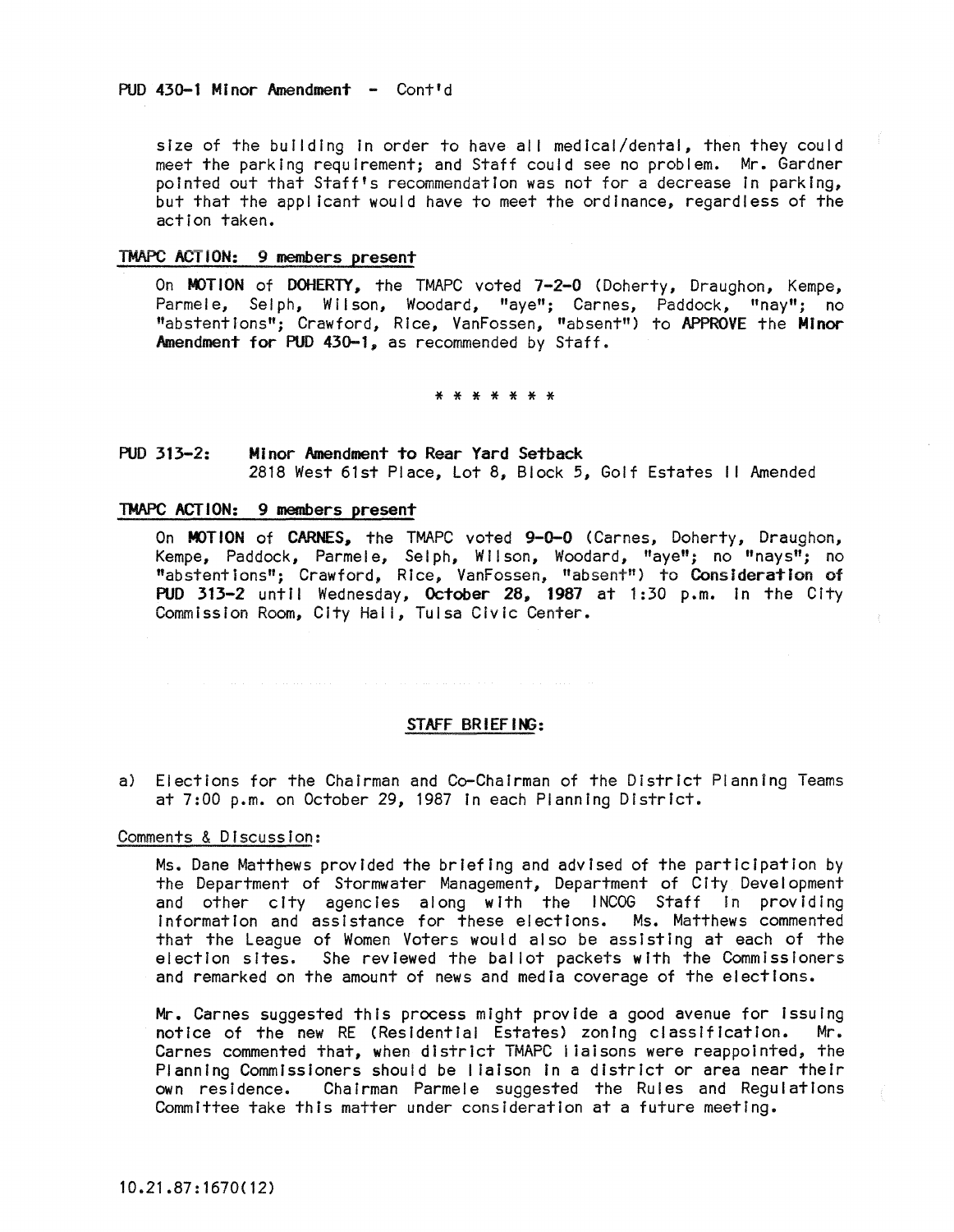PUD 430-1 Minor Amendment - Cont'd

size of the building in order to have all medical/dental, then they could meet the parking requirement; and Staff could see no problem. Mr. Gardner pointed out that Staff's recommendation was not for a decrease in parking, but that the applicant would have to meet the ordinance, regardless of the action taken.

TMAPC ACTION: 9 members present

On **MOTION** of **DOHERTY**, the TMAPC voted **7-2-0** (Doherty, Draughon, Kempe, Parmele, Selph, Wilson, Woodard, "aye"; Carnes, Paddock, "nay"; no "abstentions"; Crawford, Rice, VanFossen, "absent") to **APPROVE** the **Minor Amendment for PUD 430-1**, as recommended by Staff.

\* \* \* \* \* \* \*

PUD 313-2: **Minor Amendment to Rear Yard Setback**
2818 West 61st Place, Lot 8, Block 5, Golf Estates II Amended

TMAPC ACTION: 9 members present

On **MOTION** of **CARNES**, the TMAPC voted **9-0-0** (Carnes, Doherty, Draughon, Kempe, Paddock, Parmele, Selph, Wilson, Woodard, "aye"; no "nays"; no "abstentions"; Crawford, Rice, VanFossen, "absent") to **Consideration of PUD 313-2** until Wednesday, **October 28, 1987** at 1:30 p.m. in the City Commission Room, City Hall, Tulsa Civic Center.

STAFF BRIEFING:

a) Elections for the Chairman and Co-Chairman of the District Planning Teams at 7:00 p.m. on October 29, 1987 in each Planning District.

Comments & Discussion:

Ms. Dane Matthews provided the briefing and advised of the participation by the Department of Stormwater Management, Department of City Development and other city agencies along with the INCOG Staff in providing information and assistance for these elections. Ms. Matthews commented that the League of Women Voters would also be assisting at each of the election sites. She reviewed the ballot packets with the Commissioners and remarked on the amount of news and media coverage of the elections.

Mr. Carnes suggested this process might provide a good avenue for issuing notice of the new RE (Residential Estates) zoning classification. Mr. Carnes commented that, when district TMAPC liaisons were reappointed, the Planning Commissioners should be liaison in a district or area near their own residence. Chairman Parmele suggested the Rules and Regulations Committee take this matter under consideration at a future meeting.

10.21.87:1670(12)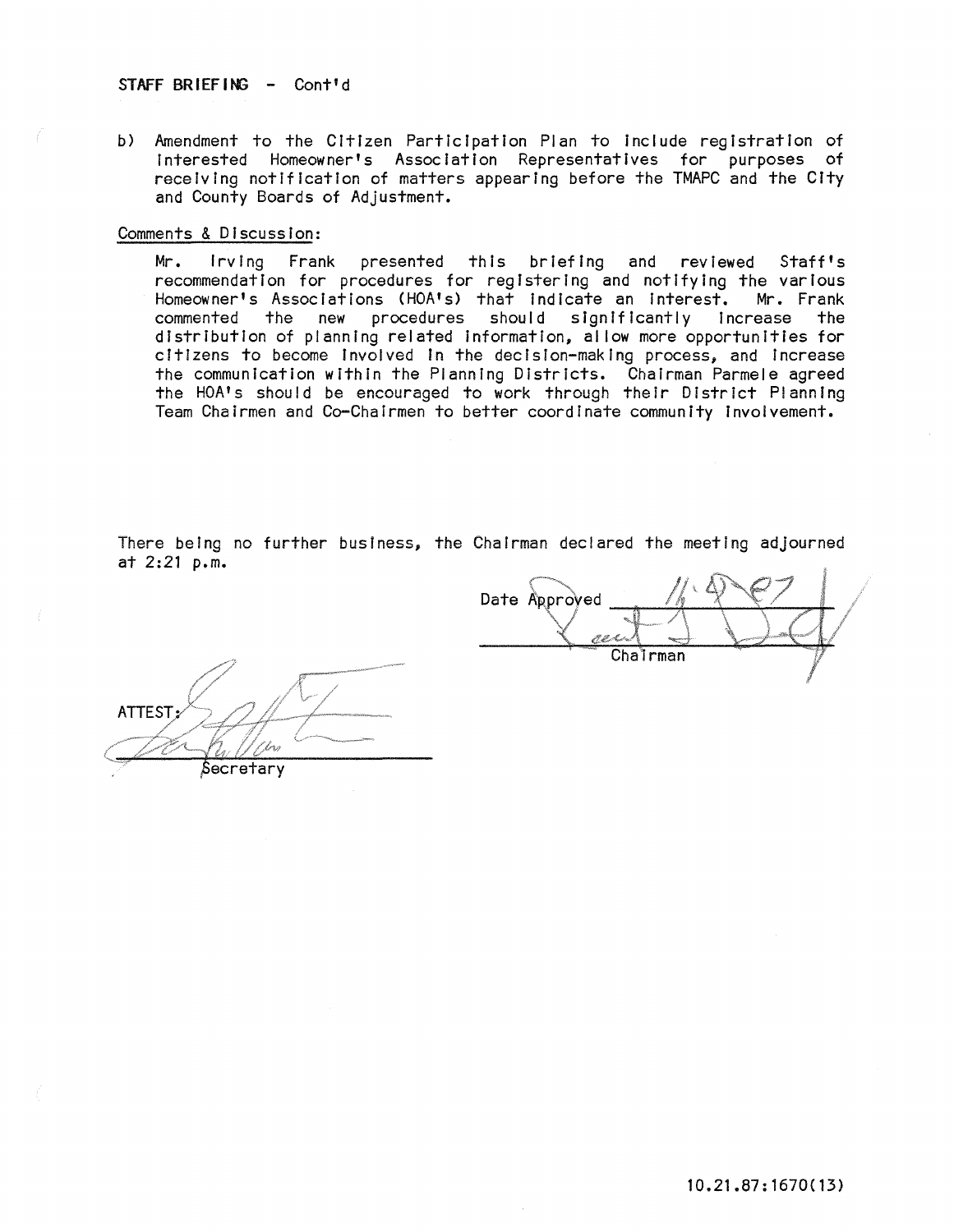STAFF BRIEFING - Cont'd

b) Amendment to the Citizen Participation Plan to include registration of interested Homeowner's Association Representatives for purposes of receiving notification of matters appearing before the TMAPC and the City and County Boards of Adjustment.

Comments & Discussion:

Mr. Irving Frank presented this briefing and reviewed Staff's recommendation for procedures for registering and notifying the various Homeowner's Associations (HOA's) that indicate an interest. Mr. Frank commented the new procedures should significantly increase the distribution of planning related information, allow more opportunities for citizens to become involved in the decision-making process, and increase the communication within the Planning Districts. Chairman Parmele agreed the HOA's should be encouraged to work through their District Planning Team Chairmen and Co-Chairmen to better coordinate community involvement.

There being no further business, the Chairman declared the meeting adjourned at 2:21 p.m.

Date Approved 11-4-87

Chairman

ATTEST:

Secretary

10.21.87:1670(13)